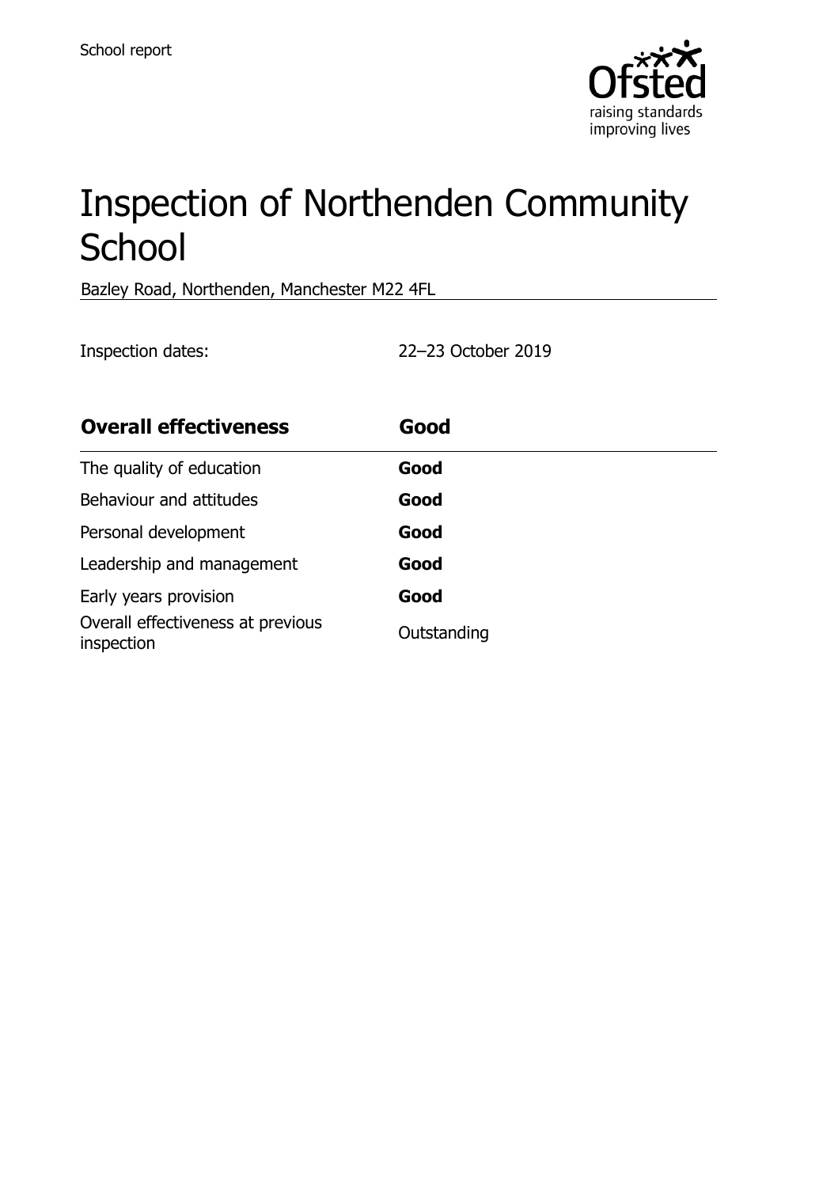School report

# Inspection of Northenden Community School

Bazley Road, Northenden, Manchester M22 4FL

Inspection dates: 22–23 October 2019

| **Overall effectiveness** | **Good** |
| --- | --- |
| The quality of education | **Good** |
| Behaviour and attitudes | **Good** |
| Personal development | **Good** |
| Leadership and management | **Good** |
| Early years provision | **Good** |
| Overall effectiveness at previous inspection | Outstanding |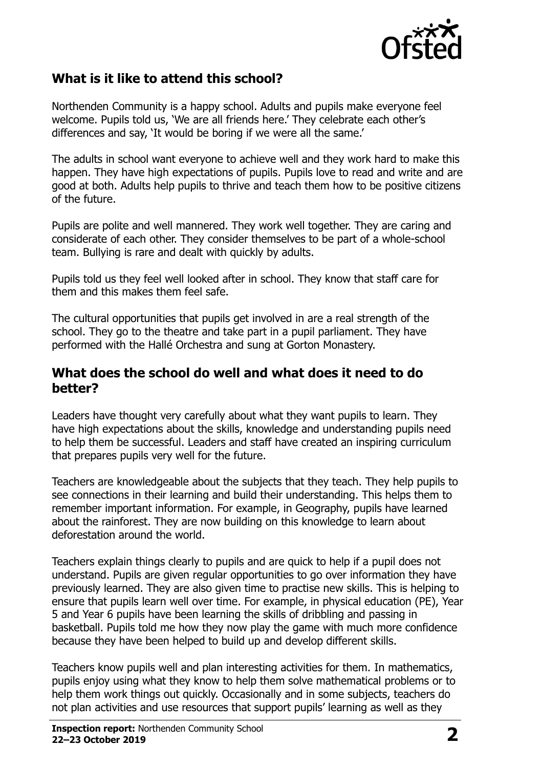## What is it like to attend this school?

Northenden Community is a happy school. Adults and pupils make everyone feel welcome. Pupils told us, 'We are all friends here.' They celebrate each other's differences and say, 'It would be boring if we were all the same.'

The adults in school want everyone to achieve well and they work hard to make this happen. They have high expectations of pupils. Pupils love to read and write and are good at both. Adults help pupils to thrive and teach them how to be positive citizens of the future.

Pupils are polite and well mannered. They work well together. They are caring and considerate of each other. They consider themselves to be part of a whole-school team. Bullying is rare and dealt with quickly by adults.

Pupils told us they feel well looked after in school. They know that staff care for them and this makes them feel safe.

The cultural opportunities that pupils get involved in are a real strength of the school. They go to the theatre and take part in a pupil parliament. They have performed with the Hallé Orchestra and sung at Gorton Monastery.

## What does the school do well and what does it need to do better?

Leaders have thought very carefully about what they want pupils to learn. They have high expectations about the skills, knowledge and understanding pupils need to help them be successful. Leaders and staff have created an inspiring curriculum that prepares pupils very well for the future.

Teachers are knowledgeable about the subjects that they teach. They help pupils to see connections in their learning and build their understanding. This helps them to remember important information. For example, in Geography, pupils have learned about the rainforest. They are now building on this knowledge to learn about deforestation around the world.

Teachers explain things clearly to pupils and are quick to help if a pupil does not understand. Pupils are given regular opportunities to go over information they have previously learned. They are also given time to practise new skills. This is helping to ensure that pupils learn well over time. For example, in physical education (PE), Year 5 and Year 6 pupils have been learning the skills of dribbling and passing in basketball. Pupils told me how they now play the game with much more confidence because they have been helped to build up and develop different skills.

Teachers know pupils well and plan interesting activities for them. In mathematics, pupils enjoy using what they know to help them solve mathematical problems or to help them work things out quickly. Occasionally and in some subjects, teachers do not plan activities and use resources that support pupils' learning as well as they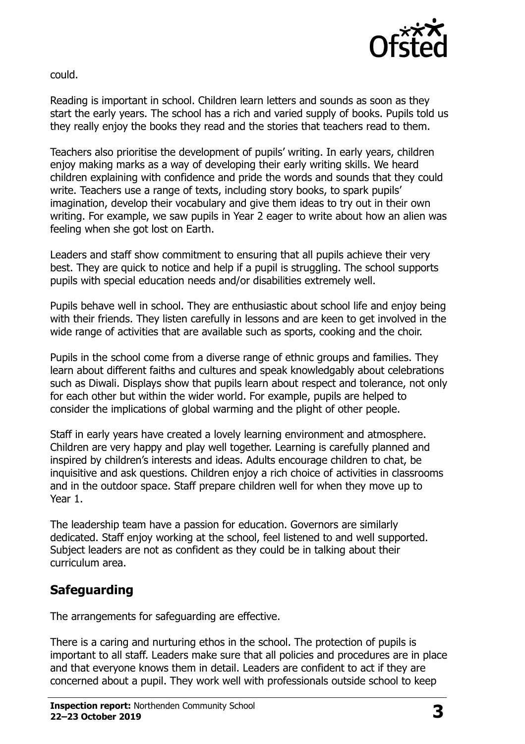could.

Reading is important in school. Children learn letters and sounds as soon as they start the early years. The school has a rich and varied supply of books. Pupils told us they really enjoy the books they read and the stories that teachers read to them.

Teachers also prioritise the development of pupils' writing. In early years, children enjoy making marks as a way of developing their early writing skills. We heard children explaining with confidence and pride the words and sounds that they could write. Teachers use a range of texts, including story books, to spark pupils' imagination, develop their vocabulary and give them ideas to try out in their own writing. For example, we saw pupils in Year 2 eager to write about how an alien was feeling when she got lost on Earth.

Leaders and staff show commitment to ensuring that all pupils achieve their very best. They are quick to notice and help if a pupil is struggling. The school supports pupils with special education needs and/or disabilities extremely well.

Pupils behave well in school. They are enthusiastic about school life and enjoy being with their friends. They listen carefully in lessons and are keen to get involved in the wide range of activities that are available such as sports, cooking and the choir.

Pupils in the school come from a diverse range of ethnic groups and families. They learn about different faiths and cultures and speak knowledgably about celebrations such as Diwali. Displays show that pupils learn about respect and tolerance, not only for each other but within the wider world. For example, pupils are helped to consider the implications of global warming and the plight of other people.

Staff in early years have created a lovely learning environment and atmosphere. Children are very happy and play well together. Learning is carefully planned and inspired by children's interests and ideas. Adults encourage children to chat, be inquisitive and ask questions. Children enjoy a rich choice of activities in classrooms and in the outdoor space. Staff prepare children well for when they move up to Year 1.

The leadership team have a passion for education. Governors are similarly dedicated. Staff enjoy working at the school, feel listened to and well supported. Subject leaders are not as confident as they could be in talking about their curriculum area.

## Safeguarding

The arrangements for safeguarding are effective.

There is a caring and nurturing ethos in the school. The protection of pupils is important to all staff. Leaders make sure that all policies and procedures are in place and that everyone knows them in detail. Leaders are confident to act if they are concerned about a pupil. They work well with professionals outside school to keep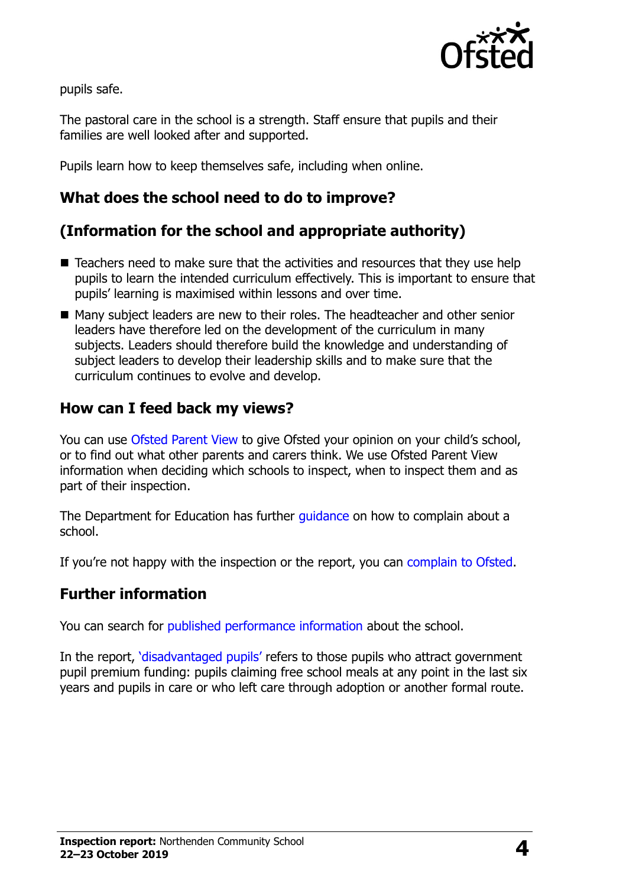pupils safe.

The pastoral care in the school is a strength. Staff ensure that pupils and their families are well looked after and supported.

Pupils learn how to keep themselves safe, including when online.

## What does the school need to do to improve?

## (Information for the school and appropriate authority)

- Teachers need to make sure that the activities and resources that they use help pupils to learn the intended curriculum effectively. This is important to ensure that pupils' learning is maximised within lessons and over time.
- Many subject leaders are new to their roles. The headteacher and other senior leaders have therefore led on the development of the curriculum in many subjects. Leaders should therefore build the knowledge and understanding of subject leaders to develop their leadership skills and to make sure that the curriculum continues to evolve and develop.

## How can I feed back my views?

You can use Ofsted Parent View to give Ofsted your opinion on your child's school, or to find out what other parents and carers think. We use Ofsted Parent View information when deciding which schools to inspect, when to inspect them and as part of their inspection.

The Department for Education has further guidance on how to complain about a school.

If you're not happy with the inspection or the report, you can complain to Ofsted.

## Further information

You can search for published performance information about the school.

In the report, 'disadvantaged pupils' refers to those pupils who attract government pupil premium funding: pupils claiming free school meals at any point in the last six years and pupils in care or who left care through adoption or another formal route.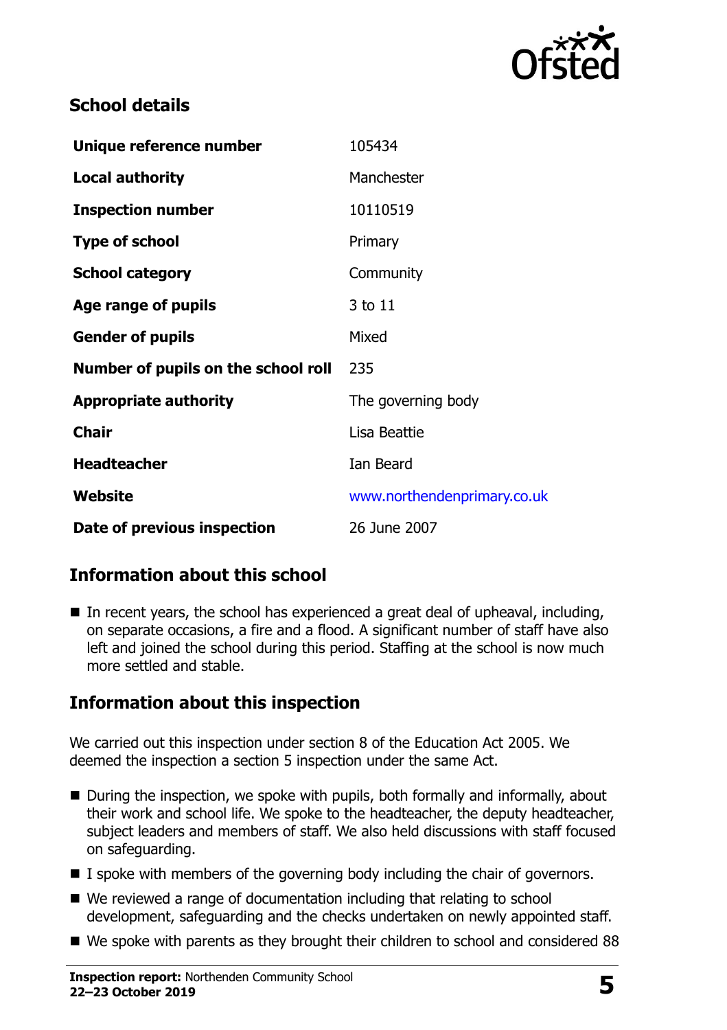## School details

| | |
|---|---|
| **Unique reference number** | 105434 |
| **Local authority** | Manchester |
| **Inspection number** | 10110519 |
| **Type of school** | Primary |
| **School category** | Community |
| **Age range of pupils** | 3 to 11 |
| **Gender of pupils** | Mixed |
| **Number of pupils on the school roll** | 235 |
| **Appropriate authority** | The governing body |
| **Chair** | Lisa Beattie |
| **Headteacher** | Ian Beard |
| **Website** | www.northendenprimary.co.uk |
| **Date of previous inspection** | 26 June 2007 |

## Information about this school

- In recent years, the school has experienced a great deal of upheaval, including, on separate occasions, a fire and a flood. A significant number of staff have also left and joined the school during this period. Staffing at the school is now much more settled and stable.

## Information about this inspection

We carried out this inspection under section 8 of the Education Act 2005. We deemed the inspection a section 5 inspection under the same Act.

- During the inspection, we spoke with pupils, both formally and informally, about their work and school life. We spoke to the headteacher, the deputy headteacher, subject leaders and members of staff. We also held discussions with staff focused on safeguarding.
- I spoke with members of the governing body including the chair of governors.
- We reviewed a range of documentation including that relating to school development, safeguarding and the checks undertaken on newly appointed staff.
- We spoke with parents as they brought their children to school and considered 88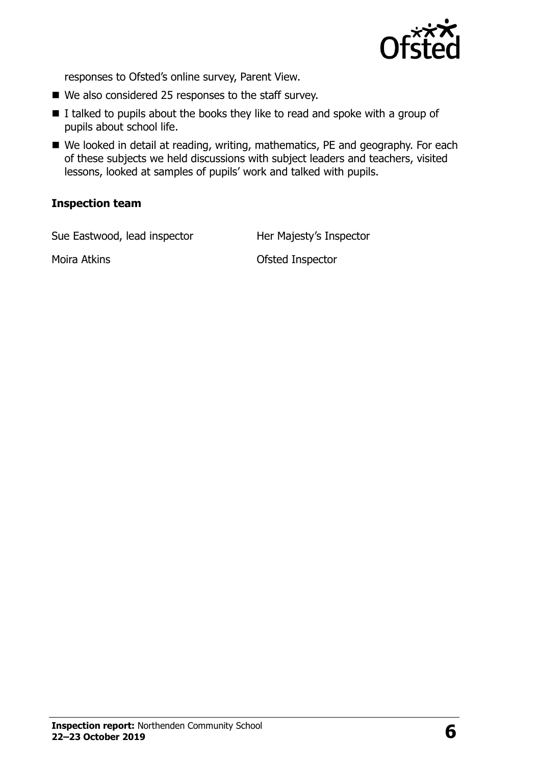responses to Ofsted's online survey, Parent View.

- We also considered 25 responses to the staff survey.
- I talked to pupils about the books they like to read and spoke with a group of pupils about school life.
- We looked in detail at reading, writing, mathematics, PE and geography. For each of these subjects we held discussions with subject leaders and teachers, visited lessons, looked at samples of pupils' work and talked with pupils.

### Inspection team

| | |
|---|---|
| Sue Eastwood, lead inspector | Her Majesty's Inspector |
| Moira Atkins | Ofsted Inspector |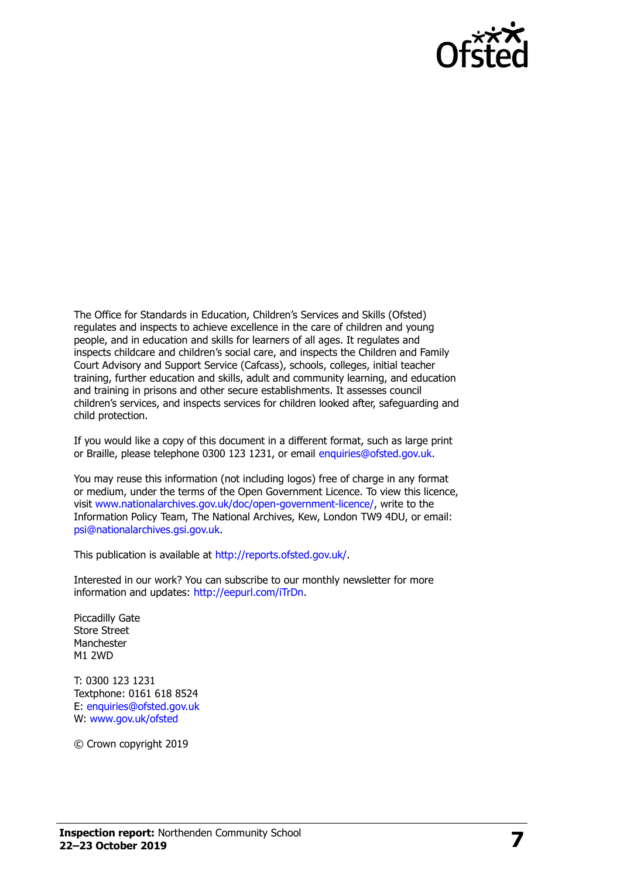The Office for Standards in Education, Children's Services and Skills (Ofsted) regulates and inspects to achieve excellence in the care of children and young people, and in education and skills for learners of all ages. It regulates and inspects childcare and children's social care, and inspects the Children and Family Court Advisory and Support Service (Cafcass), schools, colleges, initial teacher training, further education and skills, adult and community learning, and education and training in prisons and other secure establishments. It assesses council children's services, and inspects services for children looked after, safeguarding and child protection.

If you would like a copy of this document in a different format, such as large print or Braille, please telephone 0300 123 1231, or email enquiries@ofsted.gov.uk.

You may reuse this information (not including logos) free of charge in any format or medium, under the terms of the Open Government Licence. To view this licence, visit www.nationalarchives.gov.uk/doc/open-government-licence/, write to the Information Policy Team, The National Archives, Kew, London TW9 4DU, or email: psi@nationalarchives.gsi.gov.uk.

This publication is available at http://reports.ofsted.gov.uk/.

Interested in our work? You can subscribe to our monthly newsletter for more information and updates: http://eepurl.com/iTrDn.

Piccadilly Gate
Store Street
Manchester
M1 2WD

T: 0300 123 1231
Textphone: 0161 618 8524
E: enquiries@ofsted.gov.uk
W: www.gov.uk/ofsted

© Crown copyright 2019